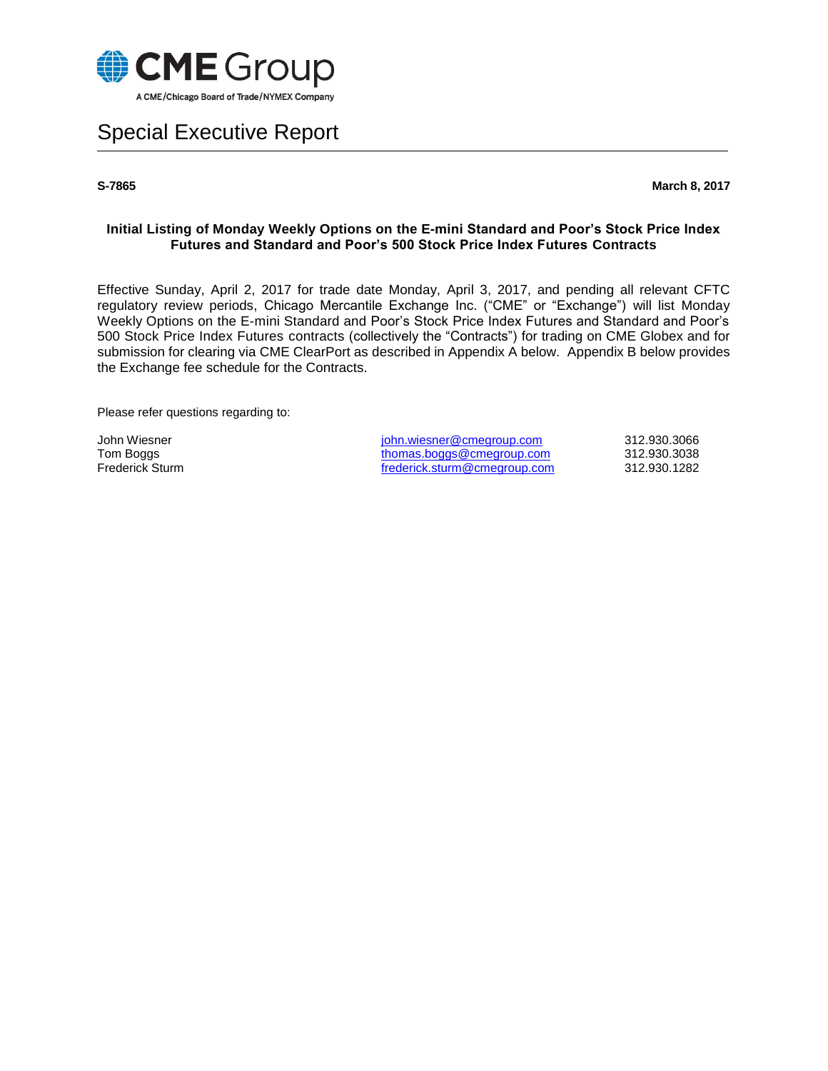CME Group

A CME/Chicago Board of Trade/NYMEX Company

# Special Executive Report

**S-7865** **March 8, 2017**

**Initial Listing of Monday Weekly Options on the E-mini Standard and Poor's Stock Price Index Futures and Standard and Poor's 500 Stock Price Index Futures Contracts**

Effective Sunday, April 2, 2017 for trade date Monday, April 3, 2017, and pending all relevant CFTC regulatory review periods, Chicago Mercantile Exchange Inc. ("CME" or "Exchange") will list Monday Weekly Options on the E-mini Standard and Poor's Stock Price Index Futures and Standard and Poor's 500 Stock Price Index Futures contracts (collectively the "Contracts") for trading on CME Globex and for submission for clearing via CME ClearPort as described in Appendix A below. Appendix B below provides the Exchange fee schedule for the Contracts.

Please refer questions regarding to:

| | | |
|---|---|---|
| John Wiesner | john.wiesner@cmegroup.com | 312.930.3066 |
| Tom Boggs | thomas.boggs@cmegroup.com | 312.930.3038 |
| Frederick Sturm | frederick.sturm@cmegroup.com | 312.930.1282 |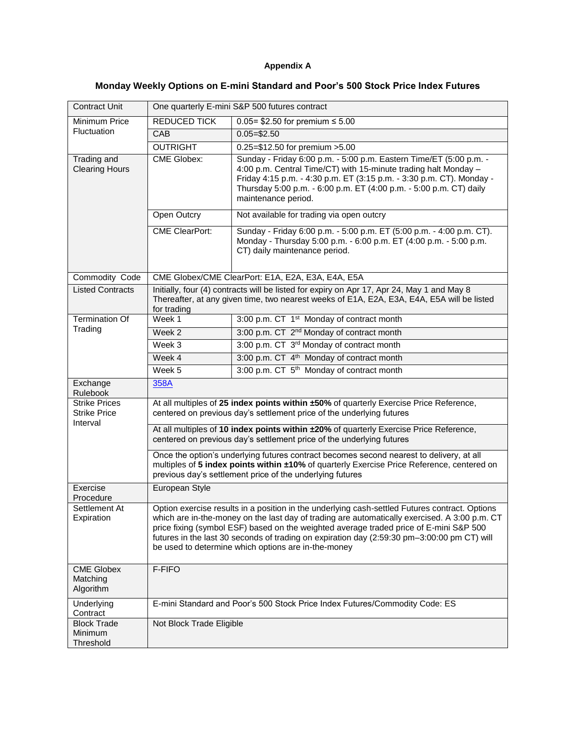**Appendix A**

**Monday Weekly Options on E-mini Standard and Poor's 500 Stock Price Index Futures**

| Contract Unit | One quarterly E-mini S&P 500 futures contract | |
|---|---|---|
| Minimum Price Fluctuation | REDUCED TICK | 0.05= $2.50 for premium ≤ 5.00 |
| | CAB | 0.05=$2.50 |
| | OUTRIGHT | 0.25=$12.50 for premium >5.00 |
| Trading and Clearing Hours | CME Globex: | Sunday - Friday 6:00 p.m. - 5:00 p.m. Eastern Time/ET (5:00 p.m. - 4:00 p.m. Central Time/CT) with 15-minute trading halt Monday – Friday 4:15 p.m. - 4:30 p.m. ET (3:15 p.m. - 3:30 p.m. CT). Monday - Thursday 5:00 p.m. - 6:00 p.m. ET (4:00 p.m. - 5:00 p.m. CT) daily maintenance period. |
| | Open Outcry | Not available for trading via open outcry |
| | CME ClearPort: | Sunday - Friday 6:00 p.m. - 5:00 p.m. ET (5:00 p.m. - 4:00 p.m. CT). Monday - Thursday 5:00 p.m. - 6:00 p.m. ET (4:00 p.m. - 5:00 p.m. CT) daily maintenance period. |
| Commodity Code | CME Globex/CME ClearPort: E1A, E2A, E3A, E4A, E5A | |
| Listed Contracts | Initially, four (4) contracts will be listed for expiry on Apr 17, Apr 24, May 1 and May 8 Thereafter, at any given time, two nearest weeks of E1A, E2A, E3A, E4A, E5A will be listed for trading | |
| Termination Of Trading | Week 1 | 3:00 p.m. CT 1st Monday of contract month |
| | Week 2 | 3:00 p.m. CT 2nd Monday of contract month |
| | Week 3 | 3:00 p.m. CT 3rd Monday of contract month |
| | Week 4 | 3:00 p.m. CT 4th Monday of contract month |
| | Week 5 | 3:00 p.m. CT 5th Monday of contract month |
| Exchange Rulebook | 358A | |
| Strike Prices Strike Price Interval | At all multiples of **25 index points within ±50%** of quarterly Exercise Price Reference, centered on previous day's settlement price of the underlying futures | |
| | At all multiples of **10 index points within ±20%** of quarterly Exercise Price Reference, centered on previous day's settlement price of the underlying futures | |
| | Once the option's underlying futures contract becomes second nearest to delivery, at all multiples of **5 index points within ±10%** of quarterly Exercise Price Reference, centered on previous day's settlement price of the underlying futures | |
| Exercise Procedure | European Style | |
| Settlement At Expiration | Option exercise results in a position in the underlying cash-settled Futures contract. Options which are in-the-money on the last day of trading are automatically exercised. A 3:00 p.m. CT price fixing (symbol ESF) based on the weighted average traded price of E-mini S&P 500 futures in the last 30 seconds of trading on expiration day (2:59:30 pm–3:00:00 pm CT) will be used to determine which options are in-the-money | |
| CME Globex Matching Algorithm | F-FIFO | |
| Underlying Contract | E-mini Standard and Poor's 500 Stock Price Index Futures/Commodity Code: ES | |
| Block Trade Minimum Threshold | Not Block Trade Eligible | |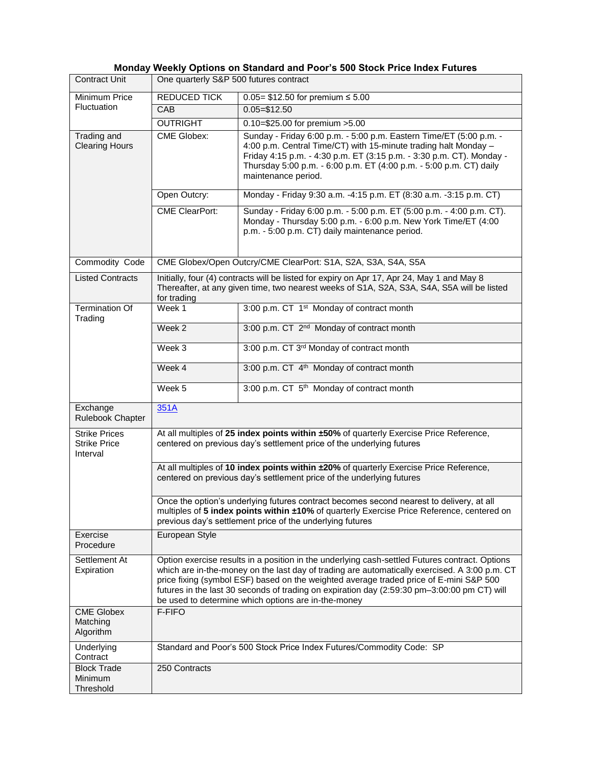**Monday Weekly Options on Standard and Poor's 500 Stock Price Index Futures**

| | | |
|---|---|---|
| Contract Unit | One quarterly S&P 500 futures contract | |
| Minimum Price Fluctuation | REDUCED TICK | 0.05= $12.50 for premium ≤ 5.00 |
| | CAB | 0.05=$12.50 |
| | OUTRIGHT | 0.10=$25.00 for premium >5.00 |
| Trading and Clearing Hours | CME Globex: | Sunday - Friday 6:00 p.m. - 5:00 p.m. Eastern Time/ET (5:00 p.m. - 4:00 p.m. Central Time/CT) with 15-minute trading halt Monday – Friday 4:15 p.m. - 4:30 p.m. ET (3:15 p.m. - 3:30 p.m. CT). Monday - Thursday 5:00 p.m. - 6:00 p.m. ET (4:00 p.m. - 5:00 p.m. CT) daily maintenance period. |
| | Open Outcry: | Monday - Friday 9:30 a.m. -4:15 p.m. ET (8:30 a.m. -3:15 p.m. CT) |
| | CME ClearPort: | Sunday - Friday 6:00 p.m. - 5:00 p.m. ET (5:00 p.m. - 4:00 p.m. CT). Monday - Thursday 5:00 p.m. - 6:00 p.m. New York Time/ET (4:00 p.m. - 5:00 p.m. CT) daily maintenance period. |
| Commodity Code | CME Globex/Open Outcry/CME ClearPort: S1A, S2A, S3A, S4A, S5A | |
| Listed Contracts | Initially, four (4) contracts will be listed for expiry on Apr 17, Apr 24, May 1 and May 8 Thereafter, at any given time, two nearest weeks of S1A, S2A, S3A, S4A, S5A will be listed for trading | |
| Termination Of Trading | Week 1 | 3:00 p.m. CT 1st Monday of contract month |
| | Week 2 | 3:00 p.m. CT 2nd Monday of contract month |
| | Week 3 | 3:00 p.m. CT 3rd Monday of contract month |
| | Week 4 | 3:00 p.m. CT 4th Monday of contract month |
| | Week 5 | 3:00 p.m. CT 5th Monday of contract month |
| Exchange Rulebook Chapter | 351A | |
| Strike Prices Strike Price Interval | At all multiples of **25 index points within ±50%** of quarterly Exercise Price Reference, centered on previous day's settlement price of the underlying futures | |
| | At all multiples of **10 index points within ±20%** of quarterly Exercise Price Reference, centered on previous day's settlement price of the underlying futures | |
| | Once the option's underlying futures contract becomes second nearest to delivery, at all multiples of **5 index points within ±10%** of quarterly Exercise Price Reference, centered on previous day's settlement price of the underlying futures | |
| Exercise Procedure | European Style | |
| Settlement At Expiration | Option exercise results in a position in the underlying cash-settled Futures contract. Options which are in-the-money on the last day of trading are automatically exercised. A 3:00 p.m. CT price fixing (symbol ESF) based on the weighted average traded price of E-mini S&P 500 futures in the last 30 seconds of trading on expiration day (2:59:30 pm–3:00:00 pm CT) will be used to determine which options are in-the-money | |
| CME Globex Matching Algorithm | F-FIFO | |
| Underlying Contract | Standard and Poor's 500 Stock Price Index Futures/Commodity Code: SP | |
| Block Trade Minimum Threshold | 250 Contracts | |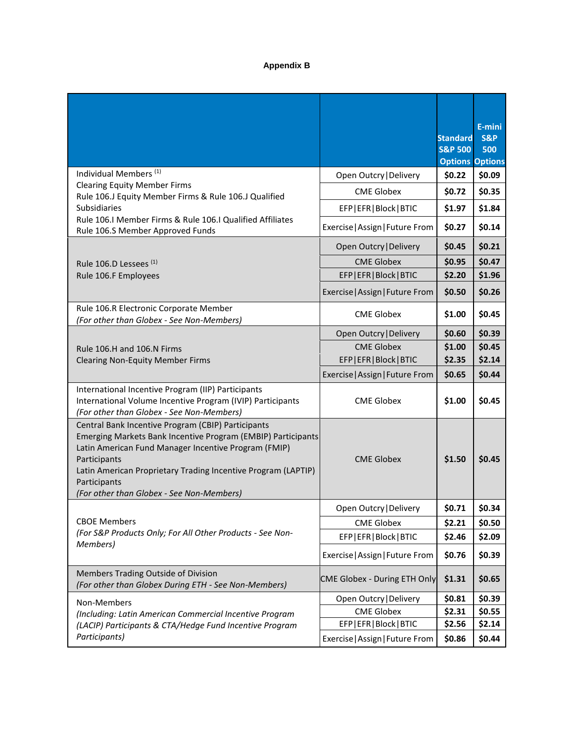**Appendix B**

| | | Standard S&P 500 Options | E-mini S&P 500 Options |
|---|---|---|---|
| Individual Members [1]<br>Clearing Equity Member Firms<br>Rule 106.J Equity Member Firms & Rule 106.J Qualified Subsidiaries<br>Rule 106.I Member Firms & Rule 106.I Qualified Affiliates<br>Rule 106.S Member Approved Funds | Open Outcry\|Delivery | $0.22 | $0.09 |
| | CME Globex | $0.72 | $0.35 |
| | EFP\|EFR\|Block\|BTIC | $1.97 | $1.84 |
| | Exercise\|Assign\|Future From | $0.27 | $0.14 |
| Rule 106.D Lessees [1]<br>Rule 106.F Employees | Open Outcry\|Delivery | $0.45 | $0.21 |
| | CME Globex | $0.95 | $0.47 |
| | EFP\|EFR\|Block\|BTIC | $2.20 | $1.96 |
| | Exercise\|Assign\|Future From | $0.50 | $0.26 |
| Rule 106.R Electronic Corporate Member<br>*(For other than Globex - See Non-Members)* | CME Globex | $1.00 | $0.45 |
| Rule 106.H and 106.N Firms<br>Clearing Non-Equity Member Firms | Open Outcry\|Delivery | $0.60 | $0.39 |
| | CME Globex | $1.00 | $0.45 |
| | EFP\|EFR\|Block\|BTIC | $2.35 | $2.14 |
| | Exercise\|Assign\|Future From | $0.65 | $0.44 |
| International Incentive Program (IIP) Participants<br>International Volume Incentive Program (IVIP) Participants<br>*(For other than Globex - See Non-Members)* | CME Globex | $1.00 | $0.45 |
| Central Bank Incentive Program (CBIP) Participants<br>Emerging Markets Bank Incentive Program (EMBIP) Participants<br>Latin American Fund Manager Incentive Program (FMIP) Participants<br>Latin American Proprietary Trading Incentive Program (LAPTIP) Participants<br>*(For other than Globex - See Non-Members)* | CME Globex | $1.50 | $0.45 |
| CBOE Members<br>*(For S&P Products Only; For All Other Products - See Non-Members)* | Open Outcry\|Delivery | $0.71 | $0.34 |
| | CME Globex | $2.21 | $0.50 |
| | EFP\|EFR\|Block\|BTIC | $2.46 | $2.09 |
| | Exercise\|Assign\|Future From | $0.76 | $0.39 |
| Members Trading Outside of Division<br>*(For other than Globex During ETH - See Non-Members)* | CME Globex - During ETH Only | $1.31 | $0.65 |
| Non-Members<br>*(Including: Latin American Commercial Incentive Program (LACIP) Participants & CTA/Hedge Fund Incentive Program Participants)* | Open Outcry\|Delivery | $0.81 | $0.39 |
| | CME Globex | $2.31 | $0.55 |
| | EFP\|EFR\|Block\|BTIC | $2.56 | $2.14 |
| | Exercise\|Assign\|Future From | $0.86 | $0.44 |